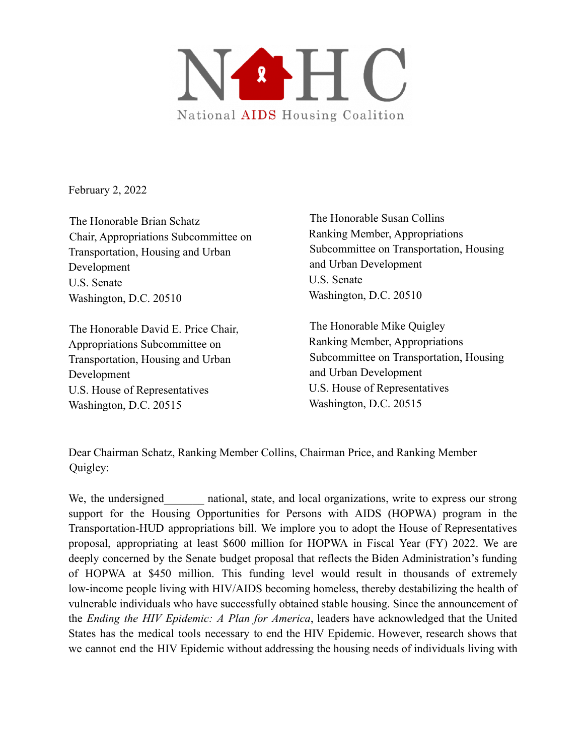# NAHC

National AIDS Housing Coalition

February 2, 2022

The Honorable Brian Schatz
Chair, Appropriations Subcommittee on Transportation, Housing and Urban Development
U.S. Senate
Washington, D.C. 20510

The Honorable Susan Collins
Ranking Member, Appropriations Subcommittee on Transportation, Housing and Urban Development
U.S. Senate
Washington, D.C. 20510

The Honorable David E. Price Chair,
Appropriations Subcommittee on Transportation, Housing and Urban Development
U.S. House of Representatives
Washington, D.C. 20515

The Honorable Mike Quigley
Ranking Member, Appropriations Subcommittee on Transportation, Housing and Urban Development
U.S. House of Representatives
Washington, D.C. 20515

Dear Chairman Schatz, Ranking Member Collins, Chairman Price, and Ranking Member Quigley:

We, the undersigned_______ national, state, and local organizations, write to express our strong support for the Housing Opportunities for Persons with AIDS (HOPWA) program in the Transportation-HUD appropriations bill. We implore you to adopt the House of Representatives proposal, appropriating at least $600 million for HOPWA in Fiscal Year (FY) 2022. We are deeply concerned by the Senate budget proposal that reflects the Biden Administration's funding of HOPWA at $450 million. This funding level would result in thousands of extremely low-income people living with HIV/AIDS becoming homeless, thereby destabilizing the health of vulnerable individuals who have successfully obtained stable housing. Since the announcement of the *Ending the HIV Epidemic: A Plan for America*, leaders have acknowledged that the United States has the medical tools necessary to end the HIV Epidemic. However, research shows that we cannot end the HIV Epidemic without addressing the housing needs of individuals living with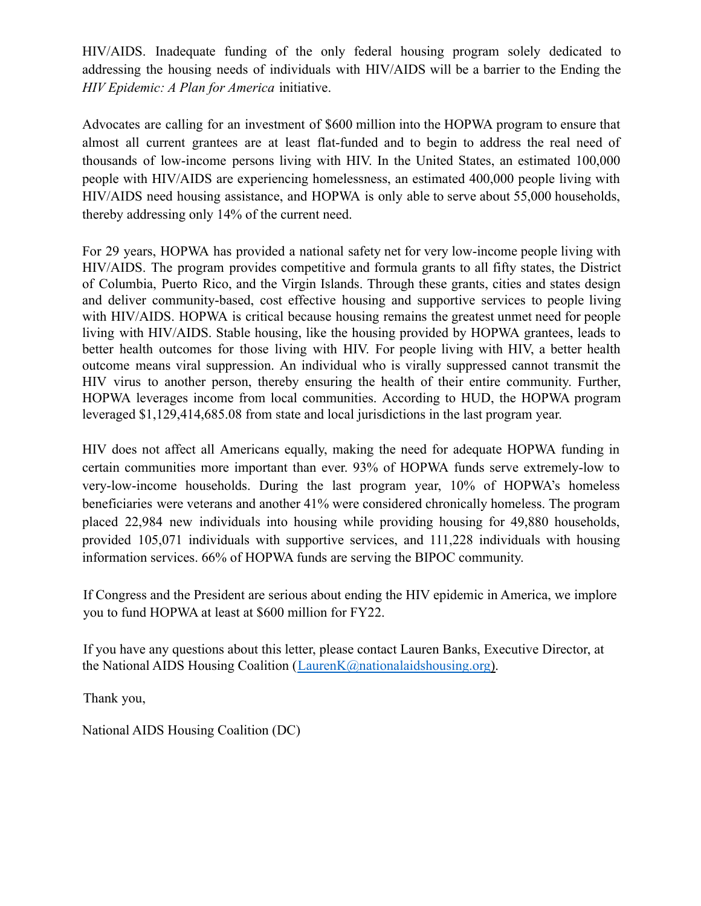HIV/AIDS. Inadequate funding of the only federal housing program solely dedicated to addressing the housing needs of individuals with HIV/AIDS will be a barrier to the Ending the *HIV Epidemic: A Plan for America* initiative.

Advocates are calling for an investment of $600 million into the HOPWA program to ensure that almost all current grantees are at least flat-funded and to begin to address the real need of thousands of low-income persons living with HIV. In the United States, an estimated 100,000 people with HIV/AIDS are experiencing homelessness, an estimated 400,000 people living with HIV/AIDS need housing assistance, and HOPWA is only able to serve about 55,000 households, thereby addressing only 14% of the current need.

For 29 years, HOPWA has provided a national safety net for very low-income people living with HIV/AIDS. The program provides competitive and formula grants to all fifty states, the District of Columbia, Puerto Rico, and the Virgin Islands. Through these grants, cities and states design and deliver community-based, cost effective housing and supportive services to people living with HIV/AIDS. HOPWA is critical because housing remains the greatest unmet need for people living with HIV/AIDS. Stable housing, like the housing provided by HOPWA grantees, leads to better health outcomes for those living with HIV. For people living with HIV, a better health outcome means viral suppression. An individual who is virally suppressed cannot transmit the HIV virus to another person, thereby ensuring the health of their entire community. Further, HOPWA leverages income from local communities. According to HUD, the HOPWA program leveraged $1,129,414,685.08 from state and local jurisdictions in the last program year.

HIV does not affect all Americans equally, making the need for adequate HOPWA funding in certain communities more important than ever. 93% of HOPWA funds serve extremely-low to very-low-income households. During the last program year, 10% of HOPWA's homeless beneficiaries were veterans and another 41% were considered chronically homeless. The program placed 22,984 new individuals into housing while providing housing for 49,880 households, provided 105,071 individuals with supportive services, and 111,228 individuals with housing information services. 66% of HOPWA funds are serving the BIPOC community.

If Congress and the President are serious about ending the HIV epidemic in America, we implore you to fund HOPWA at least at $600 million for FY22.

If you have any questions about this letter, please contact Lauren Banks, Executive Director, at the National AIDS Housing Coalition (LaurenK@nationalaidshousing.org).

Thank you,

National AIDS Housing Coalition (DC)